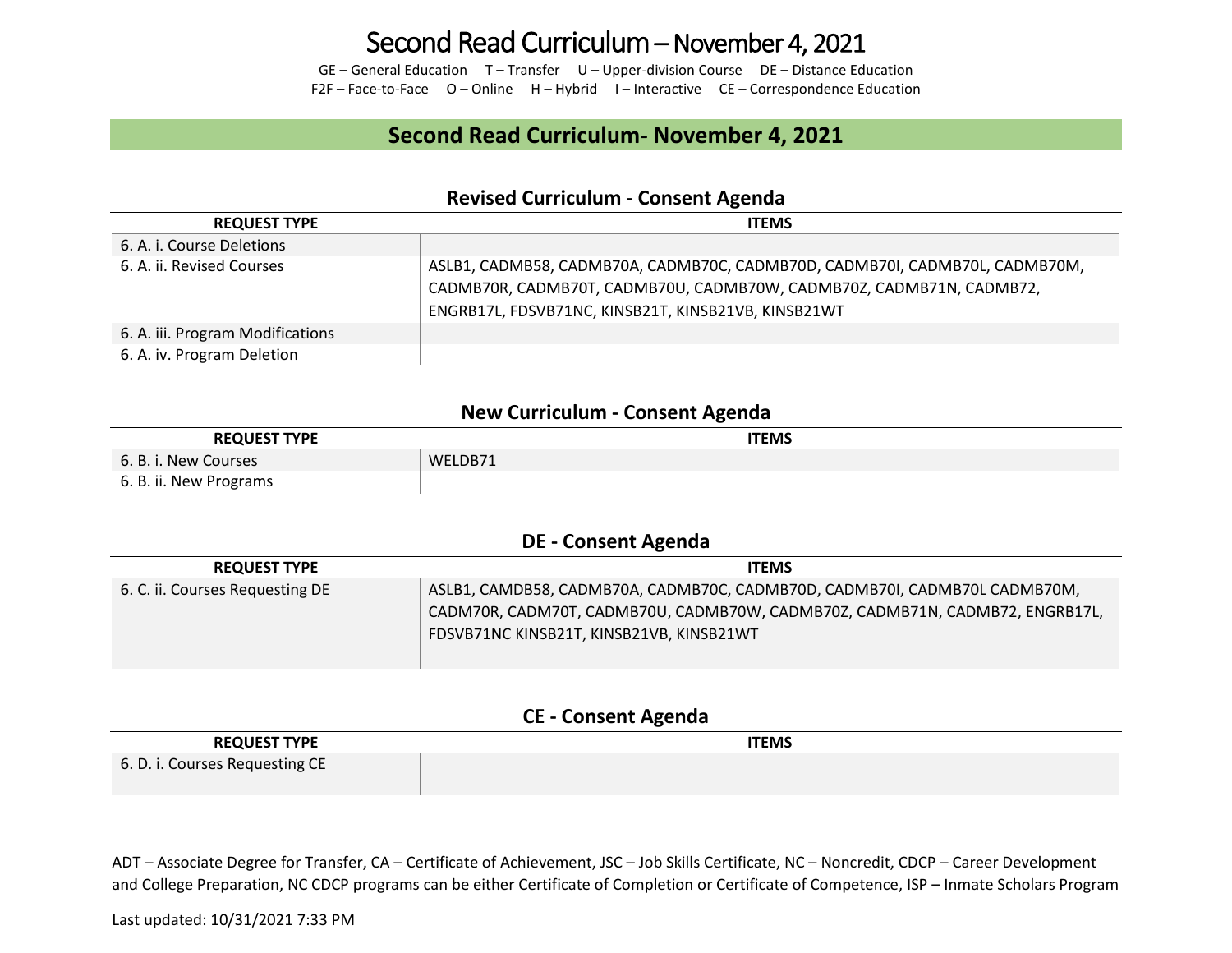# Second Read Curriculum – November 4, 2021

GE – General Education T – Transfer U – Upper-division Course DE – Distance Education
F2F – Face-to-Face O – Online H – Hybrid I – Interactive CE – Correspondence Education

## Second Read Curriculum- November 4, 2021

### Revised Curriculum - Consent Agenda

| REQUEST TYPE | ITEMS |
|---|---|
| 6. A. i. Course Deletions | |
| 6. A. ii. Revised Courses | ASLB1, CADMB58, CADMB70A, CADMB70C, CADMB70D, CADMB70I, CADMB70L, CADMB70M, CADMB70R, CADMB70T, CADMB70U, CADMB70W, CADMB70Z, CADMB71N, CADMB72, ENGRB17L, FDSVB71NC, KINSB21T, KINSB21VB, KINSB21WT |
| 6. A. iii. Program Modifications | |
| 6. A. iv. Program Deletion | |

### New Curriculum - Consent Agenda

| REQUEST TYPE | ITEMS |
|---|---|
| 6. B. i. New Courses | WELDB71 |
| 6. B. ii. New Programs | |

### DE - Consent Agenda

| REQUEST TYPE | ITEMS |
|---|---|
| 6. C. ii. Courses Requesting DE | ASLB1, CAMDB58, CADMB70A, CADMB70C, CADMB70D, CADMB70I, CADMB70L CADMB70M, CADM70R, CADM70T, CADMB70U, CADMB70W, CADMB70Z, CADMB71N, CADMB72, ENGRB17L, FDSVB71NC KINSB21T, KINSB21VB, KINSB21WT |

### CE - Consent Agenda

| REQUEST TYPE | ITEMS |
|---|---|
| 6. D. i. Courses Requesting CE | |

ADT – Associate Degree for Transfer, CA – Certificate of Achievement, JSC – Job Skills Certificate, NC – Noncredit, CDCP – Career Development and College Preparation, NC CDCP programs can be either Certificate of Completion or Certificate of Competence, ISP – Inmate Scholars Program

Last updated: 10/31/2021 7:33 PM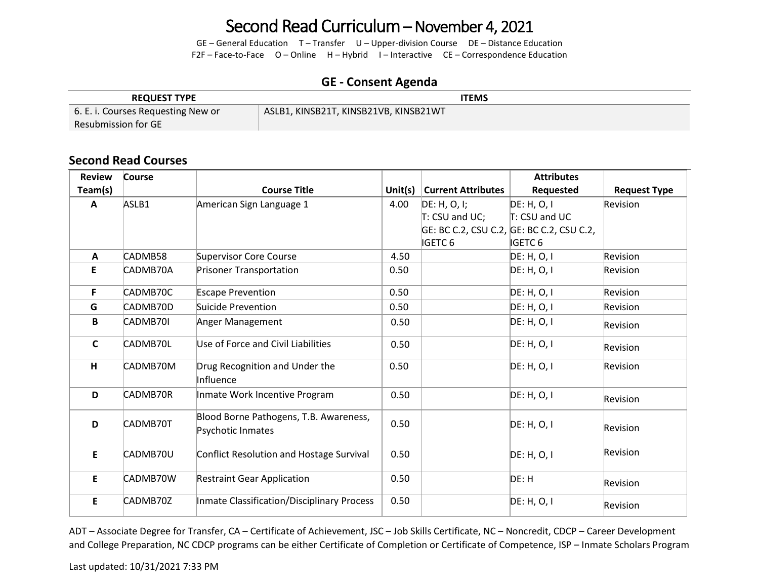# Second Read Curriculum – November 4, 2021

GE – General Education T – Transfer U – Upper-division Course DE – Distance Education
F2F – Face-to-Face O – Online H – Hybrid I – Interactive CE – Correspondence Education

## GE - Consent Agenda

| REQUEST TYPE | ITEMS |
|---|---|
| 6. E. i. Courses Requesting New or Resubmission for GE | ASLB1, KINSB21T, KINSB21VB, KINSB21WT |

## Second Read Courses

| Review Team(s) | Course | Course Title | Unit(s) | Current Attributes | Attributes Requested | Request Type |
|---|---|---|---|---|---|---|
| A | ASLB1 | American Sign Language 1 | 4.00 | DE: H, O, I; T: CSU and UC; GE: BC C.2, CSU C.2, IGETC 6 | DE: H, O, I T: CSU and UC GE: BC C.2, CSU C.2, IGETC 6 | Revision |
| A | CADMB58 | Supervisor Core Course | 4.50 | | DE: H, O, I | Revision |
| E | CADMB70A | Prisoner Transportation | 0.50 | | DE: H, O, I | Revision |
| F | CADMB70C | Escape Prevention | 0.50 | | DE: H, O, I | Revision |
| G | CADMB70D | Suicide Prevention | 0.50 | | DE: H, O, I | Revision |
| B | CADMB70I | Anger Management | 0.50 | | DE: H, O, I | Revision |
| C | CADMB70L | Use of Force and Civil Liabilities | 0.50 | | DE: H, O, I | Revision |
| H | CADMB70M | Drug Recognition and Under the Influence | 0.50 | | DE: H, O, I | Revision |
| D | CADMB70R | Inmate Work Incentive Program | 0.50 | | DE: H, O, I | Revision |
| D | CADMB70T | Blood Borne Pathogens, T.B. Awareness, Psychotic Inmates | 0.50 | | DE: H, O, I | Revision |
| E | CADMB70U | Conflict Resolution and Hostage Survival | 0.50 | | DE: H, O, I | Revision |
| E | CADMB70W | Restraint Gear Application | 0.50 | | DE: H | Revision |
| E | CADMB70Z | Inmate Classification/Disciplinary Process | 0.50 | | DE: H, O, I | Revision |

ADT – Associate Degree for Transfer, CA – Certificate of Achievement, JSC – Job Skills Certificate, NC – Noncredit, CDCP – Career Development and College Preparation, NC CDCP programs can be either Certificate of Completion or Certificate of Competence, ISP – Inmate Scholars Program

Last updated: 10/31/2021 7:33 PM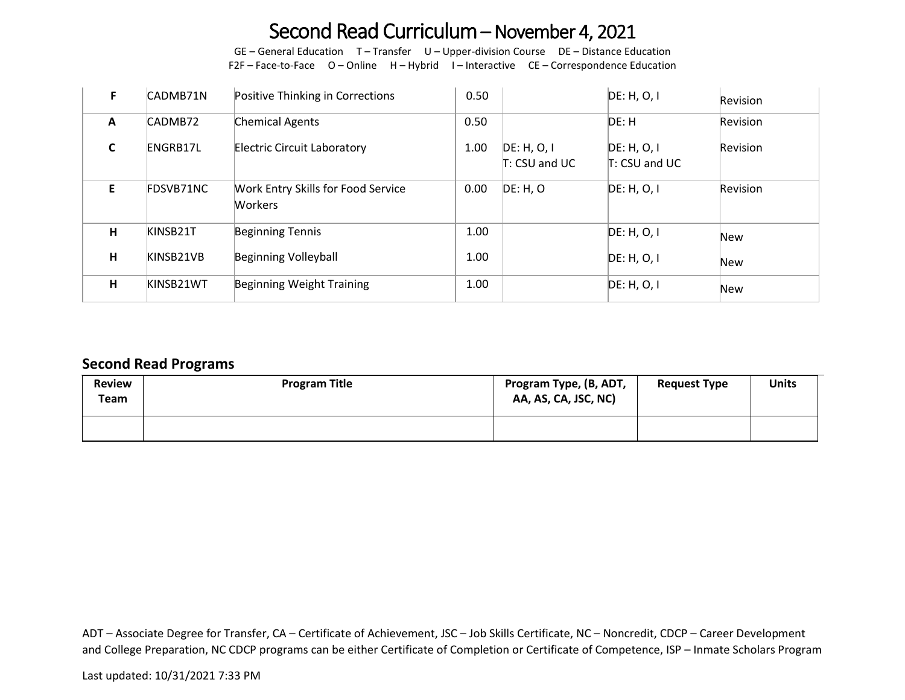# Second Read Curriculum – November 4, 2021

GE – General Education T – Transfer U – Upper-division Course DE – Distance Education
F2F – Face-to-Face O – Online H – Hybrid I – Interactive CE – Correspondence Education

| | | | | | | |
|---|---|---|---|---|---|---|
| F | CADMB71N | Positive Thinking in Corrections | 0.50 | | DE: H, O, I | Revision |
| A | CADMB72 | Chemical Agents | 0.50 | | DE: H | Revision |
| C | ENGRB17L | Electric Circuit Laboratory | 1.00 | DE: H, O, I<br>T: CSU and UC | DE: H, O, I<br>T: CSU and UC | Revision |
| E | FDSVB71NC | Work Entry Skills for Food Service Workers | 0.00 | DE: H, O | DE: H, O, I | Revision |
| H | KINSB21T | Beginning Tennis | 1.00 | | DE: H, O, I | New |
| H | KINSB21VB | Beginning Volleyball | 1.00 | | DE: H, O, I | New |
| H | KINSB21WT | Beginning Weight Training | 1.00 | | DE: H, O, I | New |

## Second Read Programs

| Review Team | Program Title | Program Type, (B, ADT, AA, AS, CA, JSC, NC) | Request Type | Units |
|---|---|---|---|---|
| | | | | |

ADT – Associate Degree for Transfer, CA – Certificate of Achievement, JSC – Job Skills Certificate, NC – Noncredit, CDCP – Career Development and College Preparation, NC CDCP programs can be either Certificate of Completion or Certificate of Competence, ISP – Inmate Scholars Program

Last updated: 10/31/2021 7:33 PM